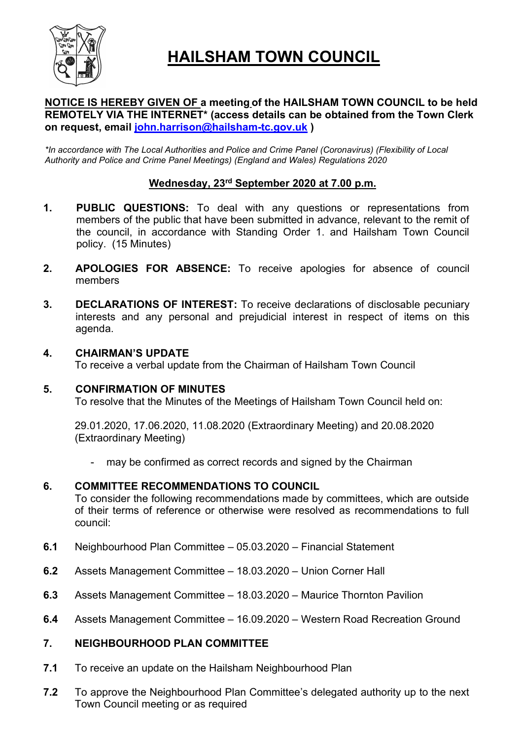# HAILSHAM TOWN COUNCIL

**NOTICE IS HEREBY GIVEN OF a meeting of the HAILSHAM TOWN COUNCIL to be held REMOTELY VIA THE INTERNET* (access details can be obtained from the Town Clerk on request, email john.harrison@hailsham-tc.gov.uk )**

*\*In accordance with The Local Authorities and Police and Crime Panel (Coronavirus) (Flexibility of Local Authority and Police and Crime Panel Meetings) (England and Wales) Regulations 2020*

**Wednesday, 23rd September 2020 at 7.00 p.m.**

1. **PUBLIC QUESTIONS:** To deal with any questions or representations from members of the public that have been submitted in advance, relevant to the remit of the council, in accordance with Standing Order 1. and Hailsham Town Council policy. (15 Minutes)

2. **APOLOGIES FOR ABSENCE:** To receive apologies for absence of council members

3. **DECLARATIONS OF INTEREST:** To receive declarations of disclosable pecuniary interests and any personal and prejudicial interest in respect of items on this agenda.

4. **CHAIRMAN'S UPDATE**
   To receive a verbal update from the Chairman of Hailsham Town Council

5. **CONFIRMATION OF MINUTES**
   To resolve that the Minutes of the Meetings of Hailsham Town Council held on:

   29.01.2020, 17.06.2020, 11.08.2020 (Extraordinary Meeting) and 20.08.2020 (Extraordinary Meeting)

   - may be confirmed as correct records and signed by the Chairman

6. **COMMITTEE RECOMMENDATIONS TO COUNCIL**
   To consider the following recommendations made by committees, which are outside of their terms of reference or otherwise were resolved as recommendations to full council:

**6.1** Neighbourhood Plan Committee – 05.03.2020 – Financial Statement

**6.2** Assets Management Committee – 18.03.2020 – Union Corner Hall

**6.3** Assets Management Committee – 18.03.2020 – Maurice Thornton Pavilion

**6.4** Assets Management Committee – 16.09.2020 – Western Road Recreation Ground

7. **NEIGHBOURHOOD PLAN COMMITTEE**

**7.1** To receive an update on the Hailsham Neighbourhood Plan

**7.2** To approve the Neighbourhood Plan Committee's delegated authority up to the next Town Council meeting or as required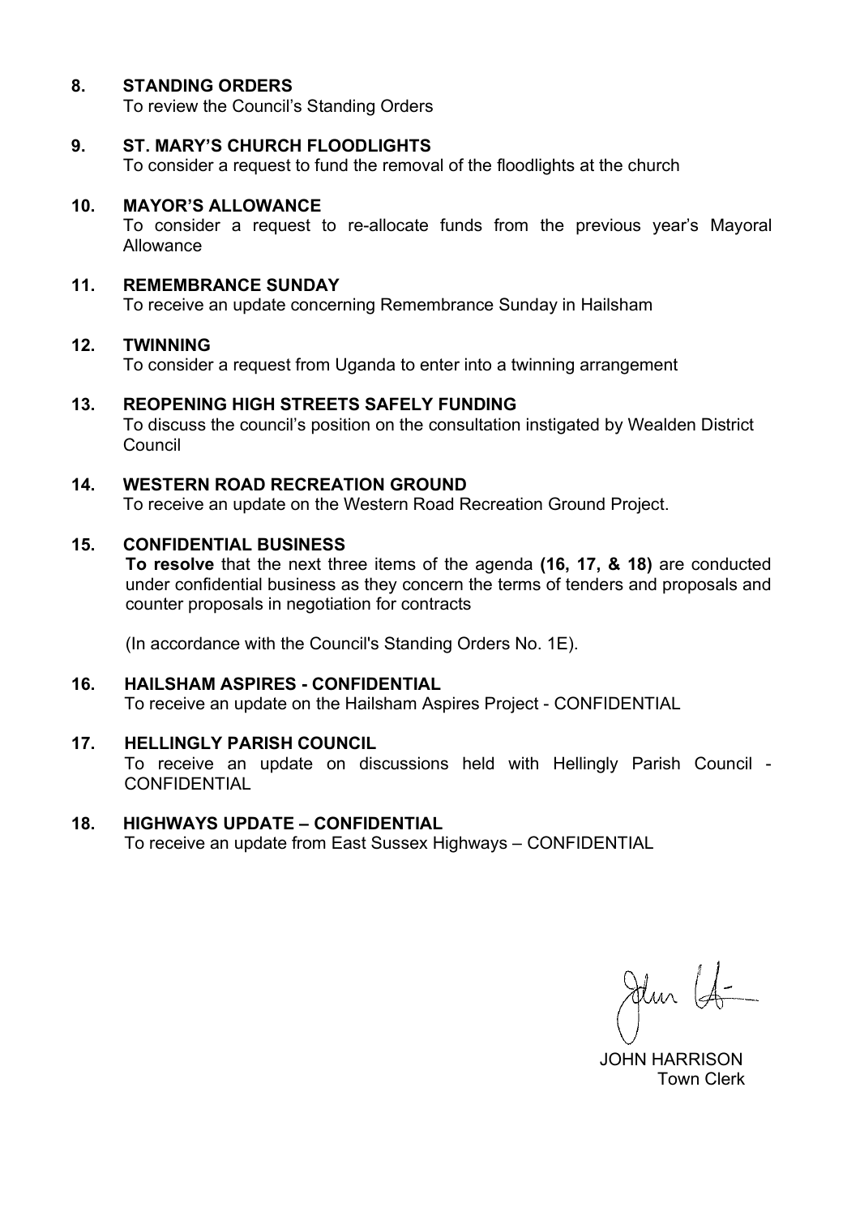**8. STANDING ORDERS**

To review the Council's Standing Orders

**9. ST. MARY'S CHURCH FLOODLIGHTS**

To consider a request to fund the removal of the floodlights at the church

**10. MAYOR'S ALLOWANCE**

To consider a request to re-allocate funds from the previous year's Mayoral Allowance

**11. REMEMBRANCE SUNDAY**

To receive an update concerning Remembrance Sunday in Hailsham

**12. TWINNING**

To consider a request from Uganda to enter into a twinning arrangement

**13. REOPENING HIGH STREETS SAFELY FUNDING**

To discuss the council's position on the consultation instigated by Wealden District Council

**14. WESTERN ROAD RECREATION GROUND**

To receive an update on the Western Road Recreation Ground Project.

**15. CONFIDENTIAL BUSINESS**

**To resolve** that the next three items of the agenda **(16, 17, & 18)** are conducted under confidential business as they concern the terms of tenders and proposals and counter proposals in negotiation for contracts

(In accordance with the Council's Standing Orders No. 1E).

**16. HAILSHAM ASPIRES - CONFIDENTIAL**

To receive an update on the Hailsham Aspires Project - CONFIDENTIAL

**17. HELLINGLY PARISH COUNCIL**

To receive an update on discussions held with Hellingly Parish Council - CONFIDENTIAL

**18. HIGHWAYS UPDATE – CONFIDENTIAL**

To receive an update from East Sussex Highways – CONFIDENTIAL

JOHN HARRISON
Town Clerk